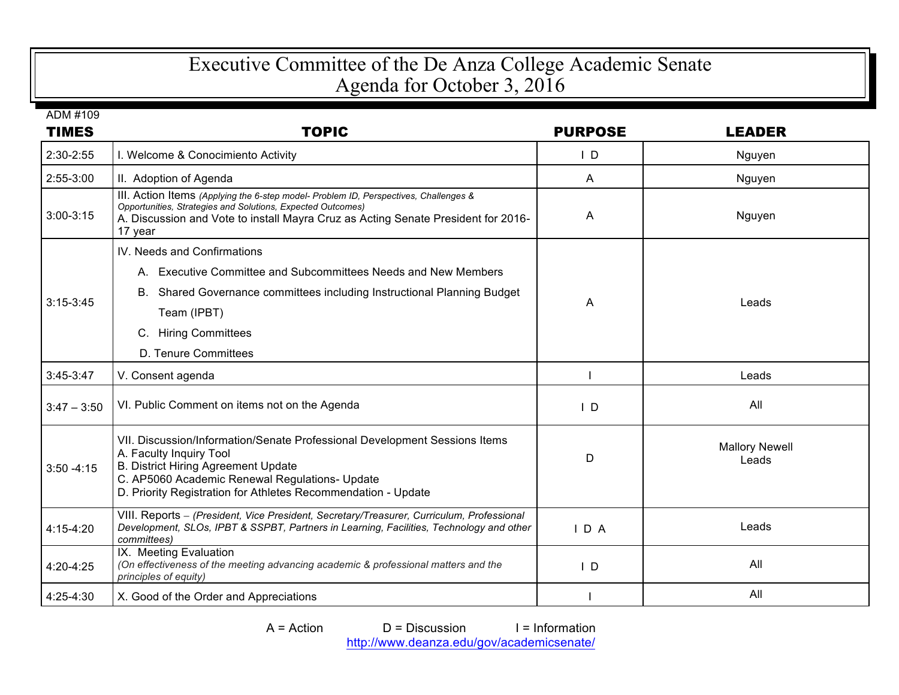# Executive Committee of the De Anza College Academic Senate
## Agenda for October 3, 2016

ADM #109

| TIMES | TOPIC | PURPOSE | LEADER |
|---|---|---|---|
| 2:30-2:55 | I. Welcome & Conocimiento Activity | I D | Nguyen |
| 2:55-3:00 | II. Adoption of Agenda | A | Nguyen |
| 3:00-3:15 | III. Action Items *(Applying the 6-step model- Problem ID, Perspectives, Challenges & Opportunities, Strategies and Solutions, Expected Outcomes)*<br>A. Discussion and Vote to install Mayra Cruz as Acting Senate President for 2016-17 year | A | Nguyen |
| 3:15-3:45 | IV. Needs and Confirmations<br>A. Executive Committee and Subcommittees Needs and New Members<br>B. Shared Governance committees including Instructional Planning Budget Team (IPBT)<br>C. Hiring Committees<br>D. Tenure Committees | A | Leads |
| 3:45-3:47 | V. Consent agenda | I | Leads |
| 3:47 – 3:50 | VI. Public Comment on items not on the Agenda | I D | All |
| 3:50 -4:15 | VII. Discussion/Information/Senate Professional Development Sessions Items<br>A. Faculty Inquiry Tool<br>B. District Hiring Agreement Update<br>C. AP5060 Academic Renewal Regulations- Update<br>D. Priority Registration for Athletes Recommendation - Update | D | Mallory Newell<br>Leads |
| 4:15-4:20 | VIII. Reports – *(President, Vice President, Secretary/Treasurer, Curriculum, Professional Development, SLOs, IPBT & SSPBT, Partners in Learning, Facilities, Technology and other committees)* | I D A | Leads |
| 4:20-4:25 | IX. Meeting Evaluation<br>*(On effectiveness of the meeting advancing academic & professional matters and the principles of equity)* | I D | All |
| 4:25-4:30 | X. Good of the Order and Appreciations | I | All |

A = Action D = Discussion I = Information

http://www.deanza.edu/gov/academicsenate/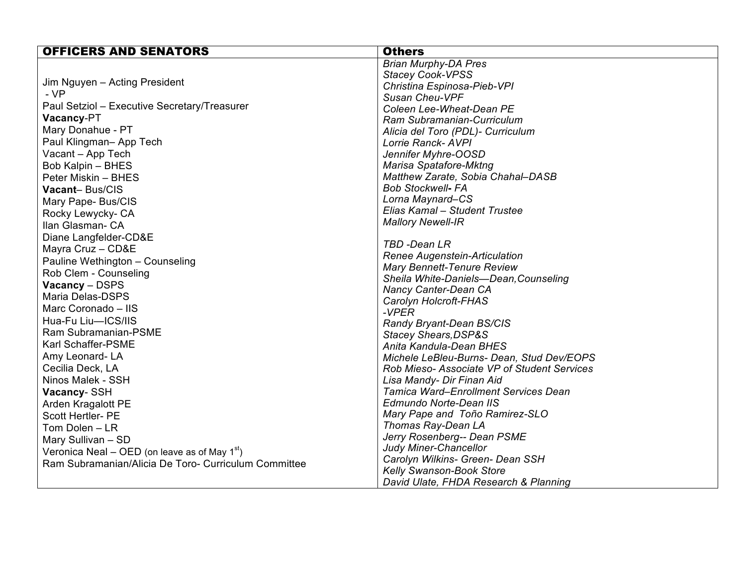| OFFICERS AND SENATORS | Others |
| --- | --- |
| Jim Nguyen – Acting President<br>- VP<br>Paul Setziol – Executive Secretary/Treasurer<br>**Vacancy**-PT<br>Mary Donahue - PT<br>Paul Klingman– App Tech<br>Vacant – App Tech<br>Bob Kalpin – BHES<br>Peter Miskin – BHES<br>**Vacant**– Bus/CIS<br>Mary Pape- Bus/CIS<br>Rocky Lewycky- CA<br>Ilan Glasman- CA<br>Diane Langfelder-CD&E<br>Mayra Cruz – CD&E<br>Pauline Wethington – Counseling<br>Rob Clem - Counseling<br>**Vacancy** – DSPS<br>Maria Delas-DSPS<br>Marc Coronado – IIS<br>Hua-Fu Liu—ICS/IIS<br>Ram Subramanian-PSME<br>Karl Schaffer-PSME<br>Amy Leonard- LA<br>Cecilia Deck, LA<br>Ninos Malek - SSH<br>**Vacancy**- SSH<br>Arden Kragalott PE<br>Scott Hertler- PE<br>Tom Dolen – LR<br>Mary Sullivan – SD<br>Veronica Neal – OED (on leave as of May 1st)<br>Ram Subramanian/Alicia De Toro- Curriculum Committee | *Brian Murphy-DA Pres*<br>*Stacey Cook-VPSS*<br>*Christina Espinosa-Pieb-VPI*<br>*Susan Cheu-VPF*<br>*Coleen Lee-Wheat-Dean PE*<br>*Ram Subramanian-Curriculum*<br>*Alicia del Toro (PDL)- Curriculum*<br>*Lorrie Ranck- AVPI*<br>*Jennifer Myhre-OOSD*<br>*Marisa Spatafore-Mktng*<br>*Matthew Zarate, Sobia Chahal–DASB*<br>*Bob Stockwell- FA*<br>*Lorna Maynard–CS*<br>*Elias Kamal – Student Trustee*<br>*Mallory Newell-IR*<br><br>*TBD -Dean LR*<br>*Renee Augenstein-Articulation*<br>*Mary Bennett-Tenure Review*<br>*Sheila White-Daniels—Dean,Counseling*<br>*Nancy Canter-Dean CA*<br>*Carolyn Holcroft-FHAS*<br>*-VPER*<br>*Randy Bryant-Dean BS/CIS*<br>*Stacey Shears,DSP&S*<br>*Anita Kandula-Dean BHES*<br>*Michele LeBleu-Burns- Dean, Stud Dev/EOPS*<br>*Rob Mieso- Associate VP of Student Services*<br>*Lisa Mandy- Dir Finan Aid*<br>*Tamica Ward–Enrollment Services Dean*<br>*Edmundo Norte-Dean IIS*<br>*Mary Pape and Toño Ramirez-SLO*<br>*Thomas Ray-Dean LA*<br>*Jerry Rosenberg-- Dean PSME*<br>*Judy Miner-Chancellor*<br>*Carolyn Wilkins- Green- Dean SSH*<br>*Kelly Swanson-Book Store*<br>*David Ulate, FHDA Research & Planning* |